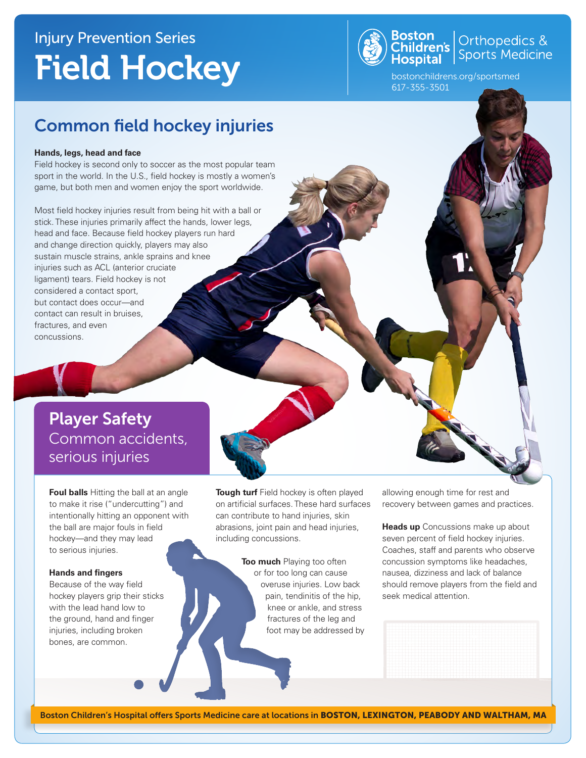Injury Prevention Series

# Field Hockey

Boston Children's Hospital | Orthopedics & Sports Medicine

bostonchildrens.org/sportsmed
617-355-3501

## Common field hockey injuries

**Hands, legs, head and face**

Field hockey is second only to soccer as the most popular team sport in the world. In the U.S., field hockey is mostly a women's game, but both men and women enjoy the sport worldwide.

Most field hockey injuries result from being hit with a ball or stick. These injuries primarily affect the hands, lower legs, head and face. Because field hockey players run hard and change direction quickly, players may also sustain muscle strains, ankle sprains and knee injuries such as ACL (anterior cruciate ligament) tears. Field hockey is not considered a contact sport, but contact does occur—and contact can result in bruises, fractures, and even concussions.

## Player Safety

Common accidents, serious injuries

**Foul balls** Hitting the ball at an angle to make it rise ("undercutting") and intentionally hitting an opponent with the ball are major fouls in field hockey—and they may lead to serious injuries.

**Hands and fingers**
Because of the way field hockey players grip their sticks with the lead hand low to the ground, hand and finger injuries, including broken bones, are common.

**Tough turf** Field hockey is often played on artificial surfaces. These hard surfaces can contribute to hand injuries, skin abrasions, joint pain and head injuries, including concussions.

**Too much** Playing too often or for too long can cause overuse injuries. Low back pain, tendinitis of the hip, knee or ankle, and stress fractures of the leg and foot may be addressed by allowing enough time for rest and recovery between games and practices.

**Heads up** Concussions make up about seven percent of field hockey injuries. Coaches, staff and parents who observe concussion symptoms like headaches, nausea, dizziness and lack of balance should remove players from the field and seek medical attention.

Boston Children's Hospital offers Sports Medicine care at locations in **BOSTON, LEXINGTON, PEABODY AND WALTHAM, MA**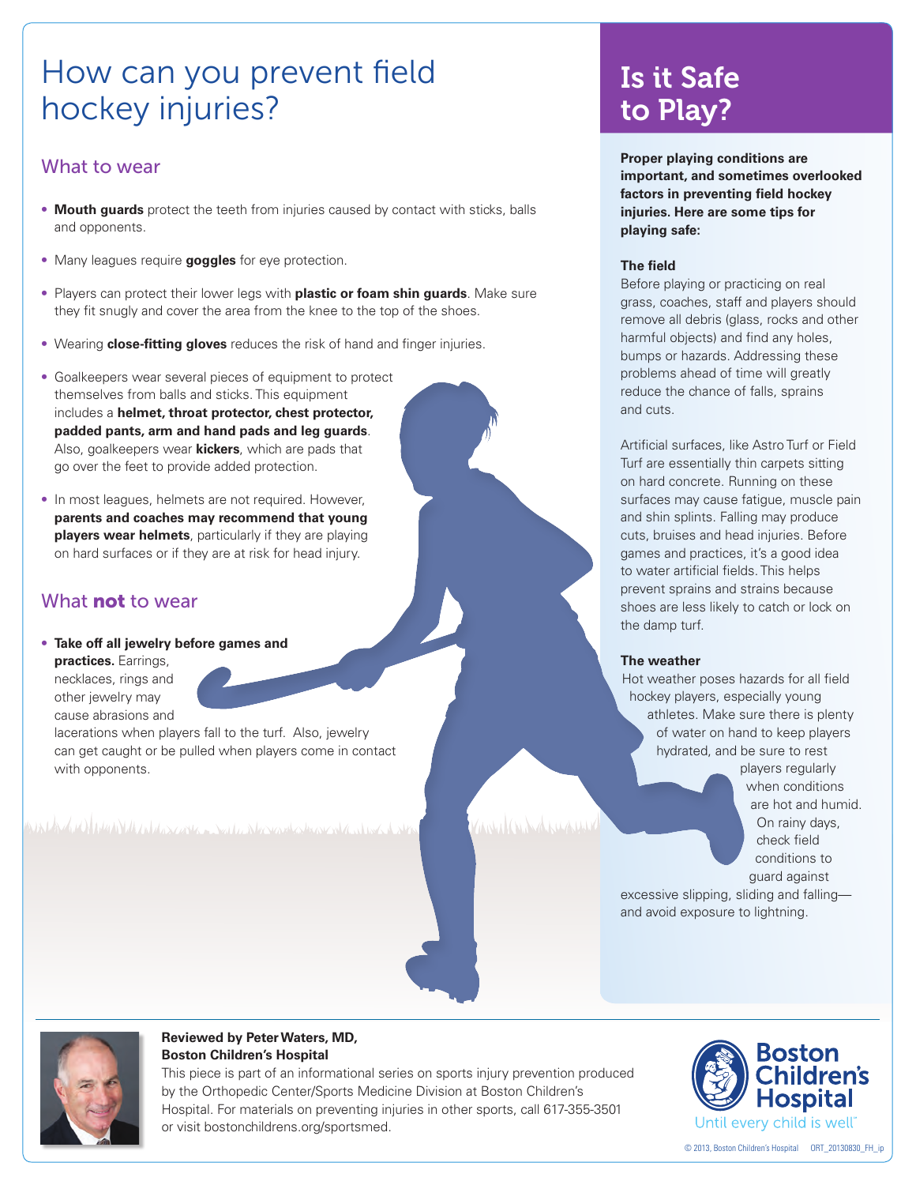# How can you prevent field hockey injuries?

## What to wear

- **Mouth guards** protect the teeth from injuries caused by contact with sticks, balls and opponents.
- Many leagues require **goggles** for eye protection.
- Players can protect their lower legs with **plastic or foam shin guards**. Make sure they fit snugly and cover the area from the knee to the top of the shoes.
- Wearing **close-fitting gloves** reduces the risk of hand and finger injuries.
- Goalkeepers wear several pieces of equipment to protect themselves from balls and sticks. This equipment includes a **helmet, throat protector, chest protector, padded pants, arm and hand pads and leg guards**. Also, goalkeepers wear **kickers**, which are pads that go over the feet to provide added protection.
- In most leagues, helmets are not required. However, **parents and coaches may recommend that young players wear helmets**, particularly if they are playing on hard surfaces or if they are at risk for head injury.

## What **not** to wear

- **Take off all jewelry before games and practices.** Earrings, necklaces, rings and other jewelry may cause abrasions and lacerations when players fall to the turf. Also, jewelry can get caught or be pulled when players come in contact with opponents.

# Is it Safe to Play?

**Proper playing conditions are important, and sometimes overlooked factors in preventing field hockey injuries. Here are some tips for playing safe:**

### The field

Before playing or practicing on real grass, coaches, staff and players should remove all debris (glass, rocks and other harmful objects) and find any holes, bumps or hazards. Addressing these problems ahead of time will greatly reduce the chance of falls, sprains and cuts.

Artificial surfaces, like Astro Turf or Field Turf are essentially thin carpets sitting on hard concrete. Running on these surfaces may cause fatigue, muscle pain and shin splints. Falling may produce cuts, bruises and head injuries. Before games and practices, it's a good idea to water artificial fields. This helps prevent sprains and strains because shoes are less likely to catch or lock on the damp turf.

### The weather

Hot weather poses hazards for all field hockey players, especially young athletes. Make sure there is plenty of water on hand to keep players hydrated, and be sure to rest players regularly when conditions are hot and humid. On rainy days, check field conditions to guard against excessive slipping, sliding and falling—and avoid exposure to lightning.

**Reviewed by Peter Waters, MD, Boston Children's Hospital**

This piece is part of an informational series on sports injury prevention produced by the Orthopedic Center/Sports Medicine Division at Boston Children's Hospital. For materials on preventing injuries in other sports, call 617-355-3501 or visit bostonchildrens.org/sportsmed.

Boston Children's Hospital
Until every child is well

© 2013, Boston Children's Hospital ORT_20130830_FH_ip